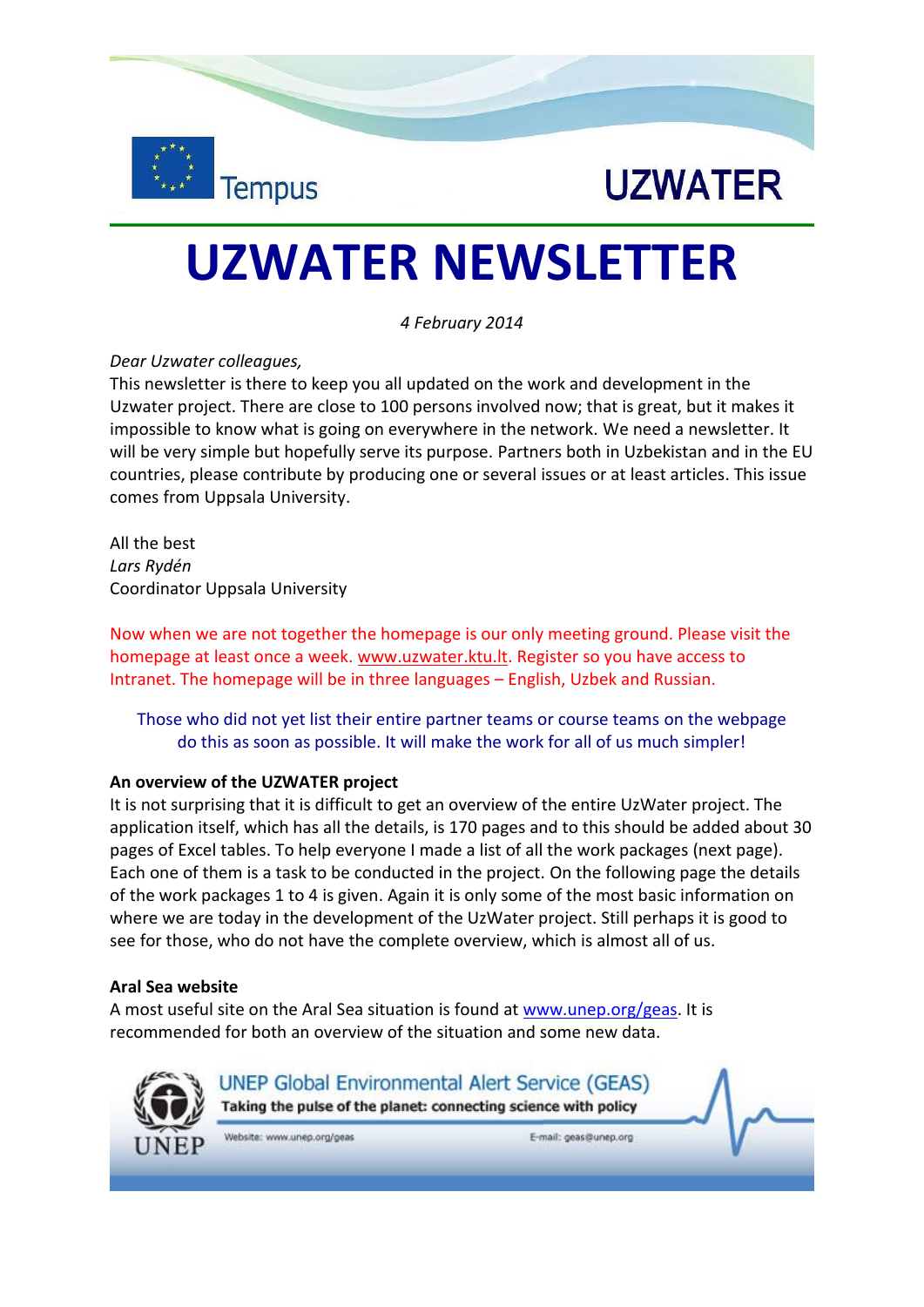# UZWATER NEWSLETTER

*4 February 2014*

*Dear Uzwater colleagues,*

This newsletter is there to keep you all updated on the work and development in the Uzwater project. There are close to 100 persons involved now; that is great, but it makes it impossible to know what is going on everywhere in the network. We need a newsletter. It will be very simple but hopefully serve its purpose. Partners both in Uzbekistan and in the EU countries, please contribute by producing one or several issues or at least articles. This issue comes from Uppsala University.

All the best
*Lars Rydén*
Coordinator Uppsala University

Now when we are not together the homepage is our only meeting ground. Please visit the homepage at least once a week. www.uzwater.ktu.lt. Register so you have access to Intranet. The homepage will be in three languages – English, Uzbek and Russian.

Those who did not yet list their entire partner teams or course teams on the webpage do this as soon as possible. It will make the work for all of us much simpler!

**An overview of the UZWATER project**

It is not surprising that it is difficult to get an overview of the entire UzWater project. The application itself, which has all the details, is 170 pages and to this should be added about 30 pages of Excel tables. To help everyone I made a list of all the work packages (next page). Each one of them is a task to be conducted in the project. On the following page the details of the work packages 1 to 4 is given. Again it is only some of the most basic information on where we are today in the development of the UzWater project. Still perhaps it is good to see for those, who do not have the complete overview, which is almost all of us.

**Aral Sea website**

A most useful site on the Aral Sea situation is found at www.unep.org/geas. It is recommended for both an overview of the situation and some new data.

UNEP Global Environmental Alert Service (GEAS)
Taking the pulse of the planet: connecting science with policy
Website: www.unep.org/geas E-mail: geas@unep.org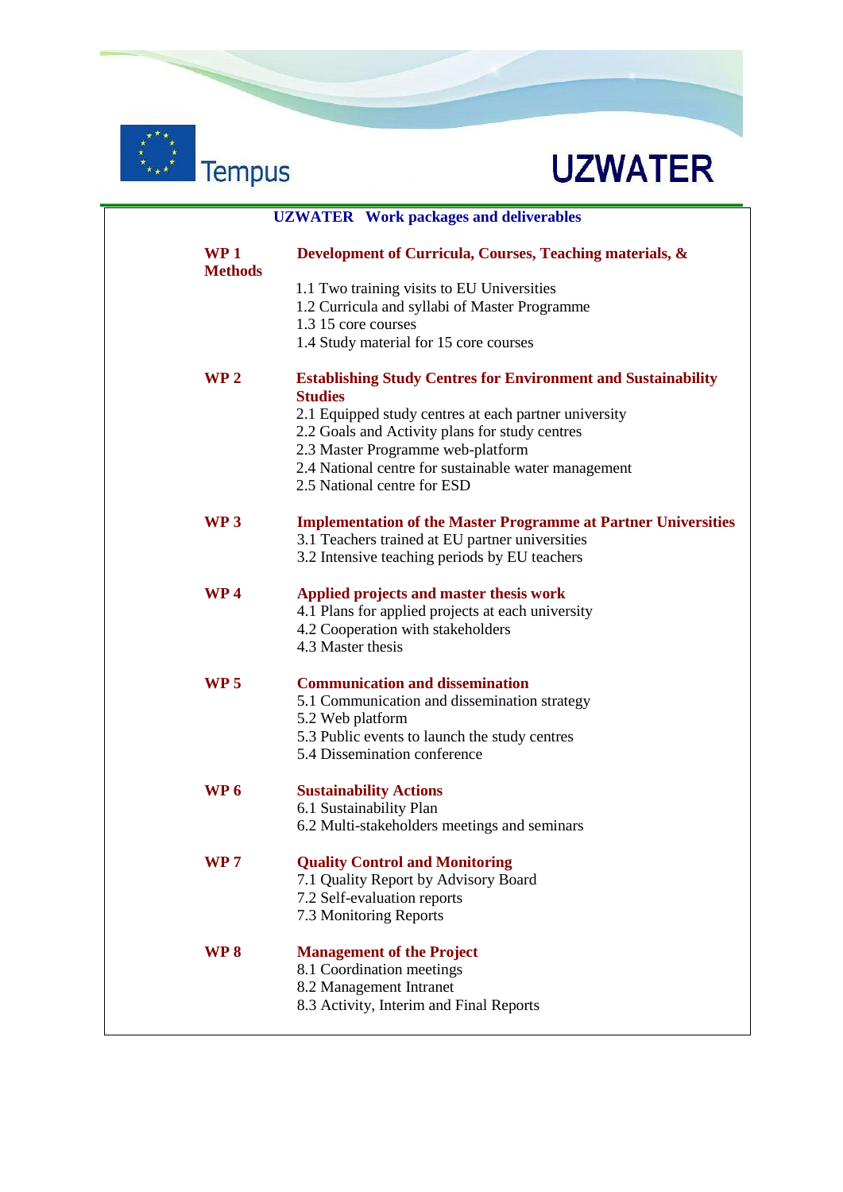## UZWATER Work packages and deliverables

**WP 1 Development of Curricula, Courses, Teaching materials, & Methods**

1.1 Two training visits to EU Universities
1.2 Curricula and syllabi of Master Programme
1.3 15 core courses
1.4 Study material for 15 core courses

**WP 2 Establishing Study Centres for Environment and Sustainability Studies**

2.1 Equipped study centres at each partner university
2.2 Goals and Activity plans for study centres
2.3 Master Programme web-platform
2.4 National centre for sustainable water management
2.5 National centre for ESD

**WP 3 Implementation of the Master Programme at Partner Universities**

3.1 Teachers trained at EU partner universities
3.2 Intensive teaching periods by EU teachers

**WP 4 Applied projects and master thesis work**

4.1 Plans for applied projects at each university
4.2 Cooperation with stakeholders
4.3 Master thesis

**WP 5 Communication and dissemination**

5.1 Communication and dissemination strategy
5.2 Web platform
5.3 Public events to launch the study centres
5.4 Dissemination conference

**WP 6 Sustainability Actions**

6.1 Sustainability Plan
6.2 Multi-stakeholders meetings and seminars

**WP 7 Quality Control and Monitoring**

7.1 Quality Report by Advisory Board
7.2 Self-evaluation reports
7.3 Monitoring Reports

**WP 8 Management of the Project**

8.1 Coordination meetings
8.2 Management Intranet
8.3 Activity, Interim and Final Reports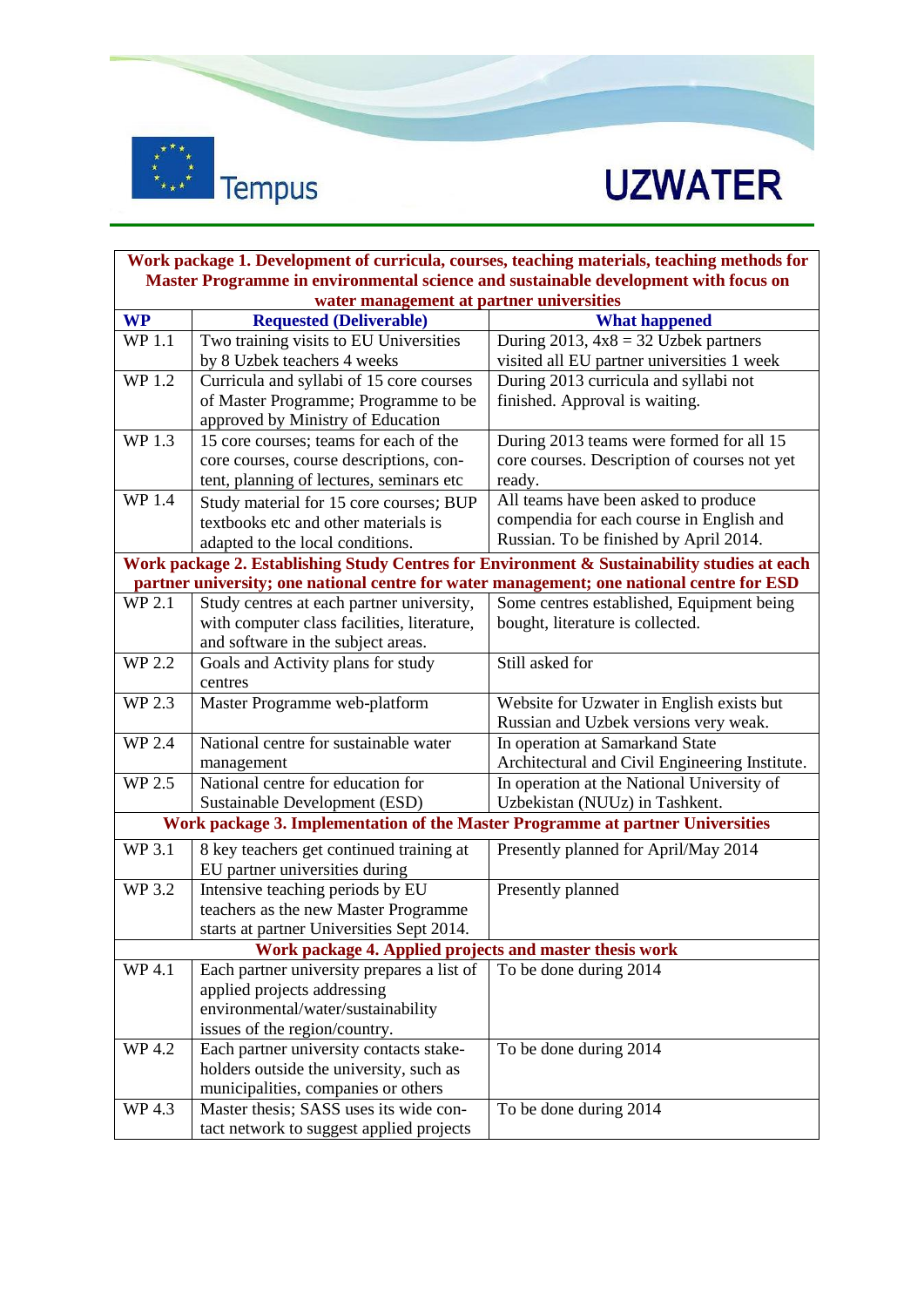| WP | Requested (Deliverable) | What happened |
|---|---|---|
| **Work package 1. Development of curricula, courses, teaching materials, teaching methods for Master Programme in environmental science and sustainable development with focus on water management at partner universities** | | |
| WP 1.1 | Two training visits to EU Universities by 8 Uzbek teachers 4 weeks | During 2013, 4x8 = 32 Uzbek partners visited all EU partner universities 1 week |
| WP 1.2 | Curricula and syllabi of 15 core courses of Master Programme; Programme to be approved by Ministry of Education | During 2013 curricula and syllabi not finished. Approval is waiting. |
| WP 1.3 | 15 core courses; teams for each of the core courses, course descriptions, content, planning of lectures, seminars etc | During 2013 teams were formed for all 15 core courses. Description of courses not yet ready. |
| WP 1.4 | Study material for 15 core courses; BUP textbooks etc and other materials is adapted to the local conditions. | All teams have been asked to produce compendia for each course in English and Russian. To be finished by April 2014. |
| **Work package 2. Establishing Study Centres for Environment & Sustainability studies at each partner university; one national centre for water management; one national centre for ESD** | | |
| WP 2.1 | Study centres at each partner university, with computer class facilities, literature, and software in the subject areas. | Some centres established, Equipment being bought, literature is collected. |
| WP 2.2 | Goals and Activity plans for study centres | Still asked for |
| WP 2.3 | Master Programme web-platform | Website for Uzwater in English exists but Russian and Uzbek versions very weak. |
| WP 2.4 | National centre for sustainable water management | In operation at Samarkand State Architectural and Civil Engineering Institute. |
| WP 2.5 | National centre for education for Sustainable Development (ESD) | In operation at the National University of Uzbekistan (NUUz) in Tashkent. |
| **Work package 3. Implementation of the Master Programme at partner Universities** | | |
| WP 3.1 | 8 key teachers get continued training at EU partner universities during | Presently planned for April/May 2014 |
| WP 3.2 | Intensive teaching periods by EU teachers as the new Master Programme starts at partner Universities Sept 2014. | Presently planned |
| **Work package 4. Applied projects and master thesis work** | | |
| WP 4.1 | Each partner university prepares a list of applied projects addressing environmental/water/sustainability issues of the region/country. | To be done during 2014 |
| WP 4.2 | Each partner university contacts stake-holders outside the university, such as municipalities, companies or others | To be done during 2014 |
| WP 4.3 | Master thesis; SASS uses its wide contact network to suggest applied projects | To be done during 2014 |